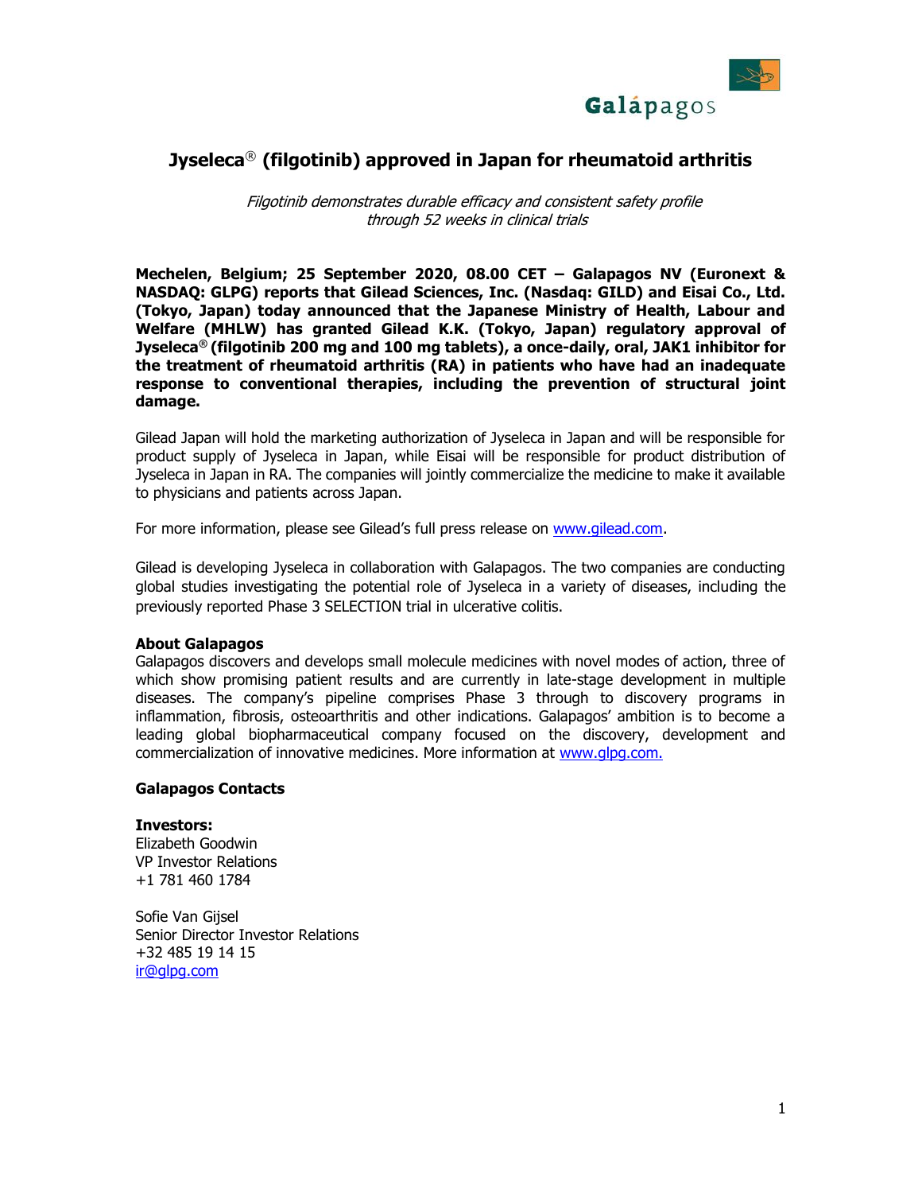# Jyseleca® (filgotinib) approved in Japan for rheumatoid arthritis

*Filgotinib demonstrates durable efficacy and consistent safety profile through 52 weeks in clinical trials*

**Mechelen, Belgium; 25 September 2020, 08.00 CET – Galapagos NV (Euronext & NASDAQ: GLPG) reports that Gilead Sciences, Inc. (Nasdaq: GILD) and Eisai Co., Ltd. (Tokyo, Japan) today announced that the Japanese Ministry of Health, Labour and Welfare (MHLW) has granted Gilead K.K. (Tokyo, Japan) regulatory approval of Jyseleca® (filgotinib 200 mg and 100 mg tablets), a once-daily, oral, JAK1 inhibitor for the treatment of rheumatoid arthritis (RA) in patients who have had an inadequate response to conventional therapies, including the prevention of structural joint damage.**

Gilead Japan will hold the marketing authorization of Jyseleca in Japan and will be responsible for product supply of Jyseleca in Japan, while Eisai will be responsible for product distribution of Jyseleca in Japan in RA. The companies will jointly commercialize the medicine to make it available to physicians and patients across Japan.

For more information, please see Gilead's full press release on www.gilead.com.

Gilead is developing Jyseleca in collaboration with Galapagos. The two companies are conducting global studies investigating the potential role of Jyseleca in a variety of diseases, including the previously reported Phase 3 SELECTION trial in ulcerative colitis.

**About Galapagos**
Galapagos discovers and develops small molecule medicines with novel modes of action, three of which show promising patient results and are currently in late-stage development in multiple diseases. The company's pipeline comprises Phase 3 through to discovery programs in inflammation, fibrosis, osteoarthritis and other indications. Galapagos' ambition is to become a leading global biopharmaceutical company focused on the discovery, development and commercialization of innovative medicines. More information at www.glpg.com.

**Galapagos Contacts**

**Investors:**
Elizabeth Goodwin
VP Investor Relations
+1 781 460 1784

Sofie Van Gijsel
Senior Director Investor Relations
+32 485 19 14 15
ir@glpg.com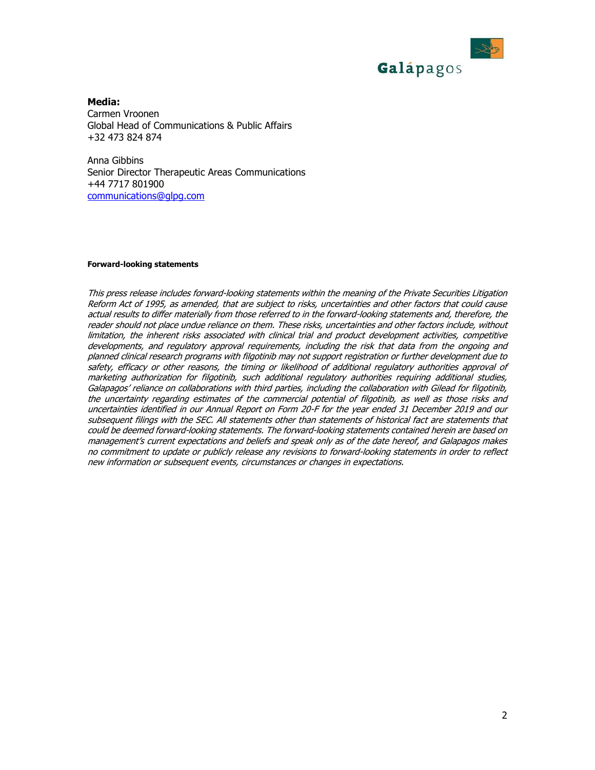**Media:**
Carmen Vroonen
Global Head of Communications & Public Affairs
+32 473 824 874

Anna Gibbins
Senior Director Therapeutic Areas Communications
+44 7717 801900
communications@glpg.com

**Forward-looking statements**

*This press release includes forward-looking statements within the meaning of the Private Securities Litigation Reform Act of 1995, as amended, that are subject to risks, uncertainties and other factors that could cause actual results to differ materially from those referred to in the forward-looking statements and, therefore, the reader should not place undue reliance on them. These risks, uncertainties and other factors include, without limitation, the inherent risks associated with clinical trial and product development activities, competitive developments, and regulatory approval requirements, including the risk that data from the ongoing and planned clinical research programs with filgotinib may not support registration or further development due to safety, efficacy or other reasons, the timing or likelihood of additional regulatory authorities approval of marketing authorization for filgotinib, such additional regulatory authorities requiring additional studies, Galapagos' reliance on collaborations with third parties, including the collaboration with Gilead for filgotinib, the uncertainty regarding estimates of the commercial potential of filgotinib, as well as those risks and uncertainties identified in our Annual Report on Form 20-F for the year ended 31 December 2019 and our subsequent filings with the SEC. All statements other than statements of historical fact are statements that could be deemed forward-looking statements. The forward-looking statements contained herein are based on management's current expectations and beliefs and speak only as of the date hereof, and Galapagos makes no commitment to update or publicly release any revisions to forward-looking statements in order to reflect new information or subsequent events, circumstances or changes in expectations.*